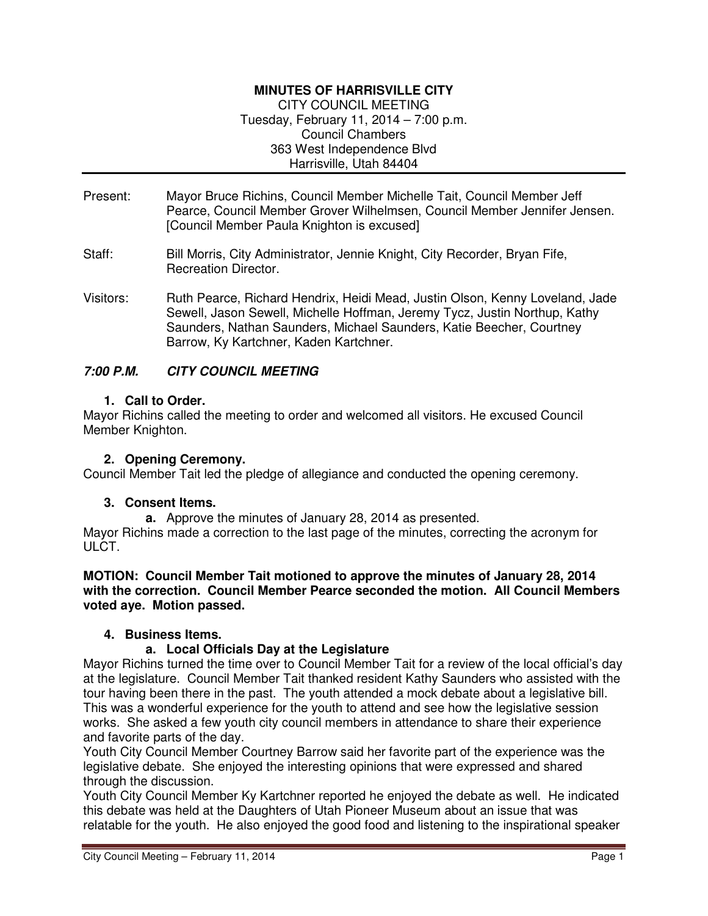**MINUTES OF HARRISVILLE CITY**
CITY COUNCIL MEETING
Tuesday, February 11, 2014 – 7:00 p.m.
Council Chambers
363 West Independence Blvd
Harrisville, Utah 84404

Present: Mayor Bruce Richins, Council Member Michelle Tait, Council Member Jeff Pearce, Council Member Grover Wilhelmsen, Council Member Jennifer Jensen. [Council Member Paula Knighton is excused]

Staff: Bill Morris, City Administrator, Jennie Knight, City Recorder, Bryan Fife, Recreation Director.

Visitors: Ruth Pearce, Richard Hendrix, Heidi Mead, Justin Olson, Kenny Loveland, Jade Sewell, Jason Sewell, Michelle Hoffman, Jeremy Tycz, Justin Northup, Kathy Saunders, Nathan Saunders, Michael Saunders, Katie Beecher, Courtney Barrow, Ky Kartchner, Kaden Kartchner.

***7:00 P.M. CITY COUNCIL MEETING***

1. **Call to Order.**

Mayor Richins called the meeting to order and welcomed all visitors. He excused Council Member Knighton.

2. **Opening Ceremony.**

Council Member Tait led the pledge of allegiance and conducted the opening ceremony.

3. **Consent Items.**
   a. Approve the minutes of January 28, 2014 as presented.

Mayor Richins made a correction to the last page of the minutes, correcting the acronym for ULCT.

**MOTION: Council Member Tait motioned to approve the minutes of January 28, 2014 with the correction. Council Member Pearce seconded the motion. All Council Members voted aye. Motion passed.**

4. **Business Items.**
   a. **Local Officials Day at the Legislature**

Mayor Richins turned the time over to Council Member Tait for a review of the local official's day at the legislature. Council Member Tait thanked resident Kathy Saunders who assisted with the tour having been there in the past. The youth attended a mock debate about a legislative bill. This was a wonderful experience for the youth to attend and see how the legislative session works. She asked a few youth city council members in attendance to share their experience and favorite parts of the day.

Youth City Council Member Courtney Barrow said her favorite part of the experience was the legislative debate. She enjoyed the interesting opinions that were expressed and shared through the discussion.

Youth City Council Member Ky Kartchner reported he enjoyed the debate as well. He indicated this debate was held at the Daughters of Utah Pioneer Museum about an issue that was relatable for the youth. He also enjoyed the good food and listening to the inspirational speaker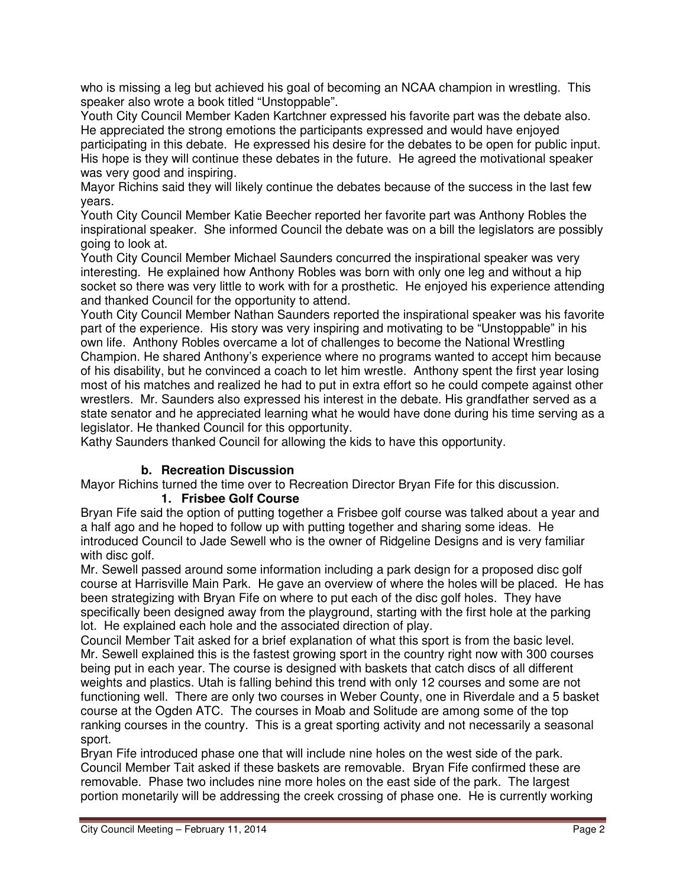who is missing a leg but achieved his goal of becoming an NCAA champion in wrestling. This speaker also wrote a book titled "Unstoppable".

Youth City Council Member Kaden Kartchner expressed his favorite part was the debate also. He appreciated the strong emotions the participants expressed and would have enjoyed participating in this debate. He expressed his desire for the debates to be open for public input. His hope is they will continue these debates in the future. He agreed the motivational speaker was very good and inspiring.

Mayor Richins said they will likely continue the debates because of the success in the last few years.

Youth City Council Member Katie Beecher reported her favorite part was Anthony Robles the inspirational speaker. She informed Council the debate was on a bill the legislators are possibly going to look at.

Youth City Council Member Michael Saunders concurred the inspirational speaker was very interesting. He explained how Anthony Robles was born with only one leg and without a hip socket so there was very little to work with for a prosthetic. He enjoyed his experience attending and thanked Council for the opportunity to attend.

Youth City Council Member Nathan Saunders reported the inspirational speaker was his favorite part of the experience. His story was very inspiring and motivating to be "Unstoppable" in his own life. Anthony Robles overcame a lot of challenges to become the National Wrestling Champion. He shared Anthony's experience where no programs wanted to accept him because of his disability, but he convinced a coach to let him wrestle. Anthony spent the first year losing most of his matches and realized he had to put in extra effort so he could compete against other wrestlers. Mr. Saunders also expressed his interest in the debate. His grandfather served as a state senator and he appreciated learning what he would have done during his time serving as a legislator. He thanked Council for this opportunity.

Kathy Saunders thanked Council for allowing the kids to have this opportunity.

### b. Recreation Discussion

Mayor Richins turned the time over to Recreation Director Bryan Fife for this discussion.

#### 1. Frisbee Golf Course

Bryan Fife said the option of putting together a Frisbee golf course was talked about a year and a half ago and he hoped to follow up with putting together and sharing some ideas. He introduced Council to Jade Sewell who is the owner of Ridgeline Designs and is very familiar with disc golf.

Mr. Sewell passed around some information including a park design for a proposed disc golf course at Harrisville Main Park. He gave an overview of where the holes will be placed. He has been strategizing with Bryan Fife on where to put each of the disc golf holes. They have specifically been designed away from the playground, starting with the first hole at the parking lot. He explained each hole and the associated direction of play.

Council Member Tait asked for a brief explanation of what this sport is from the basic level.

Mr. Sewell explained this is the fastest growing sport in the country right now with 300 courses being put in each year. The course is designed with baskets that catch discs of all different weights and plastics. Utah is falling behind this trend with only 12 courses and some are not functioning well. There are only two courses in Weber County, one in Riverdale and a 5 basket course at the Ogden ATC. The courses in Moab and Solitude are among some of the top ranking courses in the country. This is a great sporting activity and not necessarily a seasonal sport.

Bryan Fife introduced phase one that will include nine holes on the west side of the park.

Council Member Tait asked if these baskets are removable. Bryan Fife confirmed these are removable. Phase two includes nine more holes on the east side of the park. The largest portion monetarily will be addressing the creek crossing of phase one. He is currently working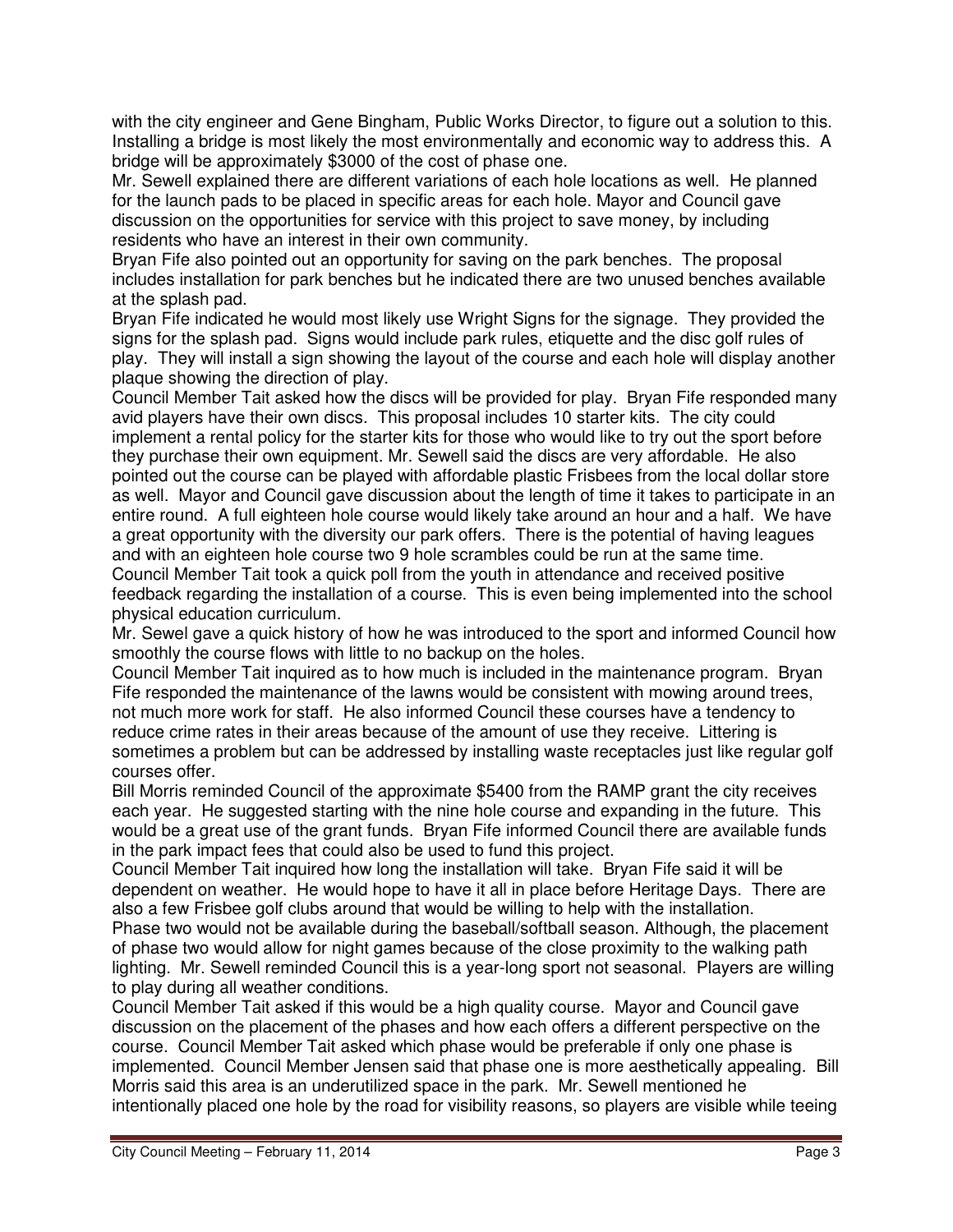with the city engineer and Gene Bingham, Public Works Director, to figure out a solution to this. Installing a bridge is most likely the most environmentally and economic way to address this. A bridge will be approximately $3000 of the cost of phase one.

Mr. Sewell explained there are different variations of each hole locations as well. He planned for the launch pads to be placed in specific areas for each hole. Mayor and Council gave discussion on the opportunities for service with this project to save money, by including residents who have an interest in their own community.

Bryan Fife also pointed out an opportunity for saving on the park benches. The proposal includes installation for park benches but he indicated there are two unused benches available at the splash pad.

Bryan Fife indicated he would most likely use Wright Signs for the signage. They provided the signs for the splash pad. Signs would include park rules, etiquette and the disc golf rules of play. They will install a sign showing the layout of the course and each hole will display another plaque showing the direction of play.

Council Member Tait asked how the discs will be provided for play. Bryan Fife responded many avid players have their own discs. This proposal includes 10 starter kits. The city could implement a rental policy for the starter kits for those who would like to try out the sport before they purchase their own equipment. Mr. Sewell said the discs are very affordable. He also pointed out the course can be played with affordable plastic Frisbees from the local dollar store as well. Mayor and Council gave discussion about the length of time it takes to participate in an entire round. A full eighteen hole course would likely take around an hour and a half. We have a great opportunity with the diversity our park offers. There is the potential of having leagues and with an eighteen hole course two 9 hole scrambles could be run at the same time.

Council Member Tait took a quick poll from the youth in attendance and received positive feedback regarding the installation of a course. This is even being implemented into the school physical education curriculum.

Mr. Sewel gave a quick history of how he was introduced to the sport and informed Council how smoothly the course flows with little to no backup on the holes.

Council Member Tait inquired as to how much is included in the maintenance program. Bryan Fife responded the maintenance of the lawns would be consistent with mowing around trees, not much more work for staff. He also informed Council these courses have a tendency to reduce crime rates in their areas because of the amount of use they receive. Littering is sometimes a problem but can be addressed by installing waste receptacles just like regular golf courses offer.

Bill Morris reminded Council of the approximate $5400 from the RAMP grant the city receives each year. He suggested starting with the nine hole course and expanding in the future. This would be a great use of the grant funds. Bryan Fife informed Council there are available funds in the park impact fees that could also be used to fund this project.

Council Member Tait inquired how long the installation will take. Bryan Fife said it will be dependent on weather. He would hope to have it all in place before Heritage Days. There are also a few Frisbee golf clubs around that would be willing to help with the installation.

Phase two would not be available during the baseball/softball season. Although, the placement of phase two would allow for night games because of the close proximity to the walking path lighting. Mr. Sewell reminded Council this is a year-long sport not seasonal. Players are willing to play during all weather conditions.

Council Member Tait asked if this would be a high quality course. Mayor and Council gave discussion on the placement of the phases and how each offers a different perspective on the course. Council Member Tait asked which phase would be preferable if only one phase is implemented. Council Member Jensen said that phase one is more aesthetically appealing. Bill Morris said this area is an underutilized space in the park. Mr. Sewell mentioned he intentionally placed one hole by the road for visibility reasons, so players are visible while teeing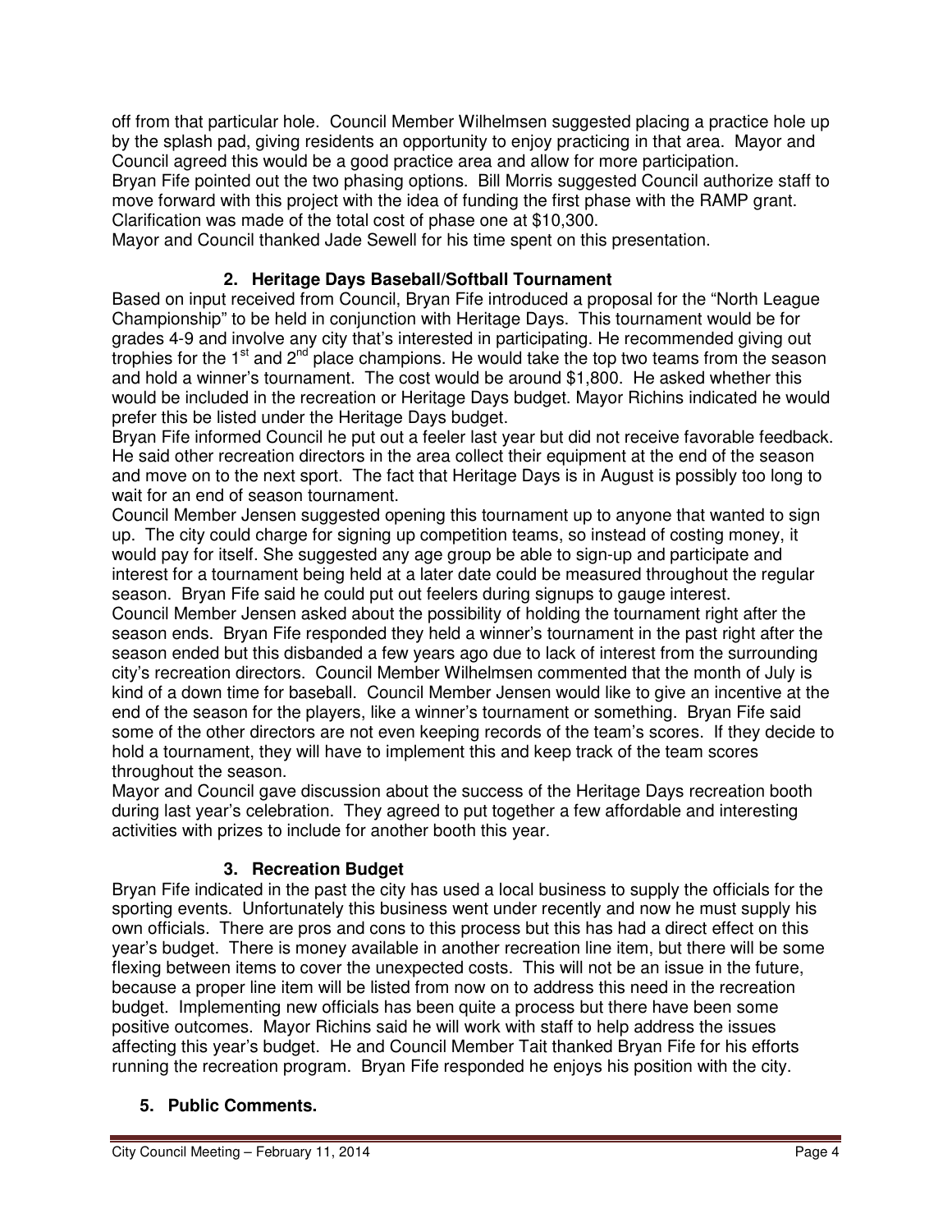off from that particular hole. Council Member Wilhelmsen suggested placing a practice hole up by the splash pad, giving residents an opportunity to enjoy practicing in that area. Mayor and Council agreed this would be a good practice area and allow for more participation.
Bryan Fife pointed out the two phasing options. Bill Morris suggested Council authorize staff to move forward with this project with the idea of funding the first phase with the RAMP grant. Clarification was made of the total cost of phase one at $10,300.
Mayor and Council thanked Jade Sewell for his time spent on this presentation.

### 2. Heritage Days Baseball/Softball Tournament

Based on input received from Council, Bryan Fife introduced a proposal for the "North League Championship" to be held in conjunction with Heritage Days. This tournament would be for grades 4-9 and involve any city that's interested in participating. He recommended giving out trophies for the 1st and 2nd place champions. He would take the top two teams from the season and hold a winner's tournament. The cost would be around $1,800. He asked whether this would be included in the recreation or Heritage Days budget. Mayor Richins indicated he would prefer this be listed under the Heritage Days budget.
Bryan Fife informed Council he put out a feeler last year but did not receive favorable feedback. He said other recreation directors in the area collect their equipment at the end of the season and move on to the next sport. The fact that Heritage Days is in August is possibly too long to wait for an end of season tournament.
Council Member Jensen suggested opening this tournament up to anyone that wanted to sign up. The city could charge for signing up competition teams, so instead of costing money, it would pay for itself. She suggested any age group be able to sign-up and participate and interest for a tournament being held at a later date could be measured throughout the regular season. Bryan Fife said he could put out feelers during signups to gauge interest.
Council Member Jensen asked about the possibility of holding the tournament right after the season ends. Bryan Fife responded they held a winner's tournament in the past right after the season ended but this disbanded a few years ago due to lack of interest from the surrounding city's recreation directors. Council Member Wilhelmsen commented that the month of July is kind of a down time for baseball. Council Member Jensen would like to give an incentive at the end of the season for the players, like a winner's tournament or something. Bryan Fife said some of the other directors are not even keeping records of the team's scores. If they decide to hold a tournament, they will have to implement this and keep track of the team scores throughout the season.
Mayor and Council gave discussion about the success of the Heritage Days recreation booth during last year's celebration. They agreed to put together a few affordable and interesting activities with prizes to include for another booth this year.

### 3. Recreation Budget

Bryan Fife indicated in the past the city has used a local business to supply the officials for the sporting events. Unfortunately this business went under recently and now he must supply his own officials. There are pros and cons to this process but this has had a direct effect on this year's budget. There is money available in another recreation line item, but there will be some flexing between items to cover the unexpected costs. This will not be an issue in the future, because a proper line item will be listed from now on to address this need in the recreation budget. Implementing new officials has been quite a process but there have been some positive outcomes. Mayor Richins said he will work with staff to help address the issues affecting this year's budget. He and Council Member Tait thanked Bryan Fife for his efforts running the recreation program. Bryan Fife responded he enjoys his position with the city.

## 5. Public Comments.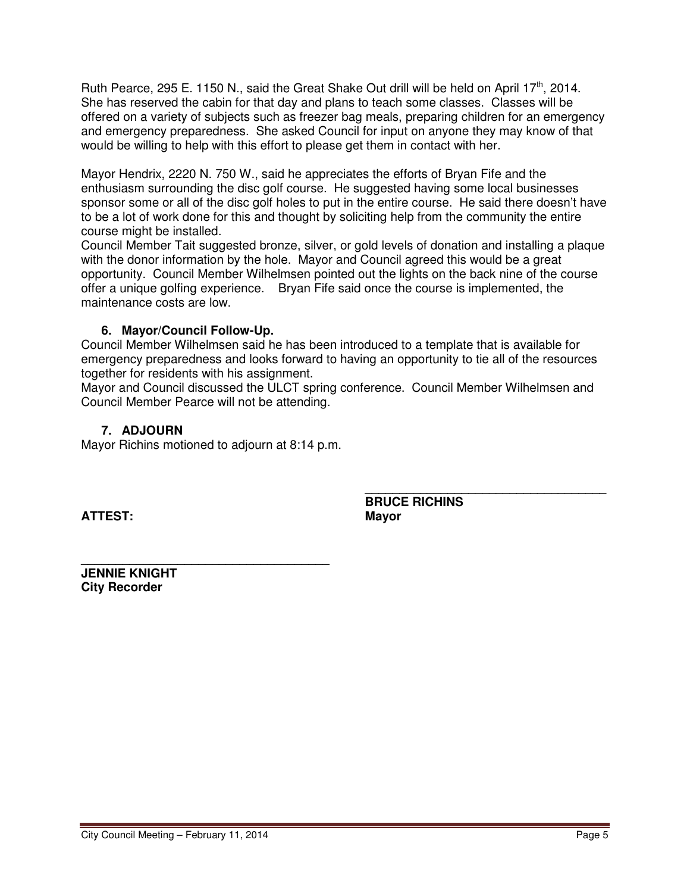Ruth Pearce, 295 E. 1150 N., said the Great Shake Out drill will be held on April 17th, 2014. She has reserved the cabin for that day and plans to teach some classes. Classes will be offered on a variety of subjects such as freezer bag meals, preparing children for an emergency and emergency preparedness. She asked Council for input on anyone they may know of that would be willing to help with this effort to please get them in contact with her.

Mayor Hendrix, 2220 N. 750 W., said he appreciates the efforts of Bryan Fife and the enthusiasm surrounding the disc golf course. He suggested having some local businesses sponsor some or all of the disc golf holes to put in the entire course. He said there doesn't have to be a lot of work done for this and thought by soliciting help from the community the entire course might be installed.
Council Member Tait suggested bronze, silver, or gold levels of donation and installing a plaque with the donor information by the hole. Mayor and Council agreed this would be a great opportunity. Council Member Wilhelmsen pointed out the lights on the back nine of the course offer a unique golfing experience. Bryan Fife said once the course is implemented, the maintenance costs are low.

### 6. Mayor/Council Follow-Up.

Council Member Wilhelmsen said he has been introduced to a template that is available for emergency preparedness and looks forward to having an opportunity to tie all of the resources together for residents with his assignment.
Mayor and Council discussed the ULCT spring conference. Council Member Wilhelmsen and Council Member Pearce will not be attending.

### 7. ADJOURN

Mayor Richins motioned to adjourn at 8:14 p.m.

\_\_\_\_\_\_\_\_\_\_\_\_\_\_\_\_\_\_\_\_\_\_\_\_\_\_\_\_\_\_\_\_\_\_\_\_
**BRUCE RICHINS**
**Mayor**

**ATTEST:**

\_\_\_\_\_\_\_\_\_\_\_\_\_\_\_\_\_\_\_\_\_\_\_\_\_\_\_\_\_\_\_\_\_\_\_\_
**JENNIE KNIGHT**
**City Recorder**